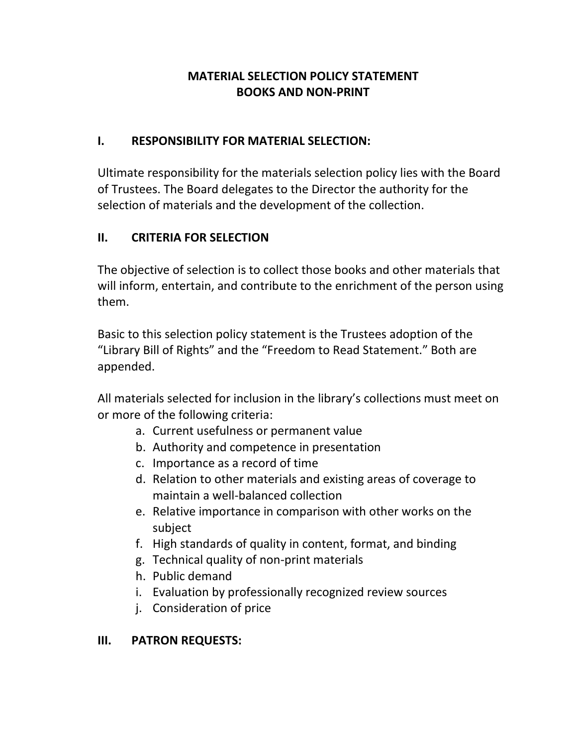# MATERIAL SELECTION POLICY STATEMENT
# BOOKS AND NON-PRINT

## I. RESPONSIBILITY FOR MATERIAL SELECTION:

Ultimate responsibility for the materials selection policy lies with the Board of Trustees. The Board delegates to the Director the authority for the selection of materials and the development of the collection.

## II. CRITERIA FOR SELECTION

The objective of selection is to collect those books and other materials that will inform, entertain, and contribute to the enrichment of the person using them.

Basic to this selection policy statement is the Trustees adoption of the "Library Bill of Rights" and the "Freedom to Read Statement." Both are appended.

All materials selected for inclusion in the library's collections must meet on or more of the following criteria:

a. Current usefulness or permanent value
b. Authority and competence in presentation
c. Importance as a record of time
d. Relation to other materials and existing areas of coverage to maintain a well-balanced collection
e. Relative importance in comparison with other works on the subject
f. High standards of quality in content, format, and binding
g. Technical quality of non-print materials
h. Public demand
i. Evaluation by professionally recognized review sources
j. Consideration of price

## III. PATRON REQUESTS: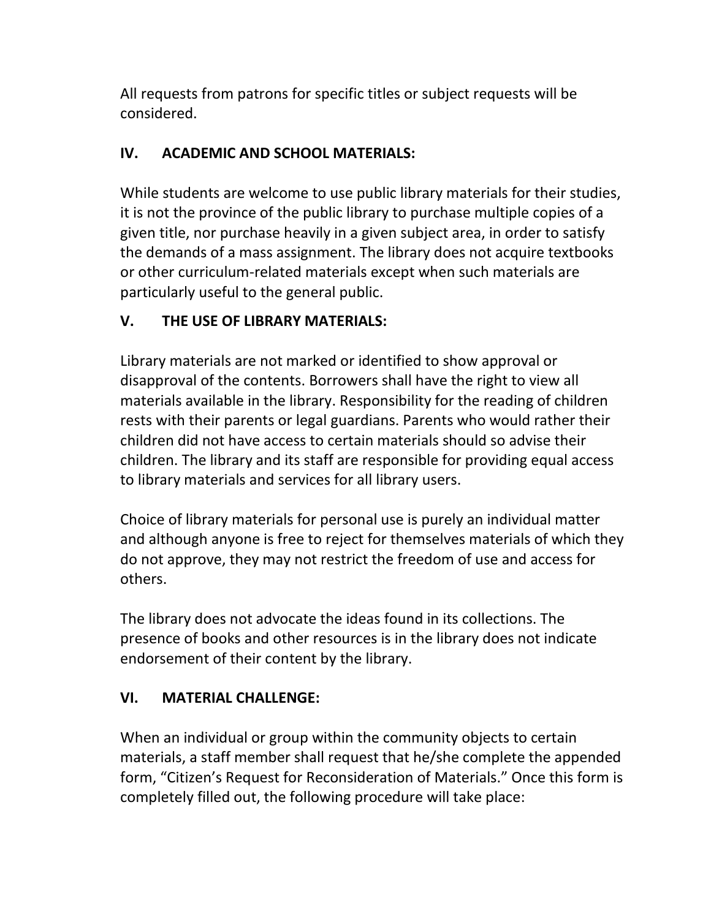All requests from patrons for specific titles or subject requests will be considered.

## IV. ACADEMIC AND SCHOOL MATERIALS:

While students are welcome to use public library materials for their studies, it is not the province of the public library to purchase multiple copies of a given title, nor purchase heavily in a given subject area, in order to satisfy the demands of a mass assignment. The library does not acquire textbooks or other curriculum-related materials except when such materials are particularly useful to the general public.

## V. THE USE OF LIBRARY MATERIALS:

Library materials are not marked or identified to show approval or disapproval of the contents. Borrowers shall have the right to view all materials available in the library. Responsibility for the reading of children rests with their parents or legal guardians. Parents who would rather their children did not have access to certain materials should so advise their children. The library and its staff are responsible for providing equal access to library materials and services for all library users.

Choice of library materials for personal use is purely an individual matter and although anyone is free to reject for themselves materials of which they do not approve, they may not restrict the freedom of use and access for others.

The library does not advocate the ideas found in its collections. The presence of books and other resources is in the library does not indicate endorsement of their content by the library.

## VI. MATERIAL CHALLENGE:

When an individual or group within the community objects to certain materials, a staff member shall request that he/she complete the appended form, "Citizen's Request for Reconsideration of Materials." Once this form is completely filled out, the following procedure will take place: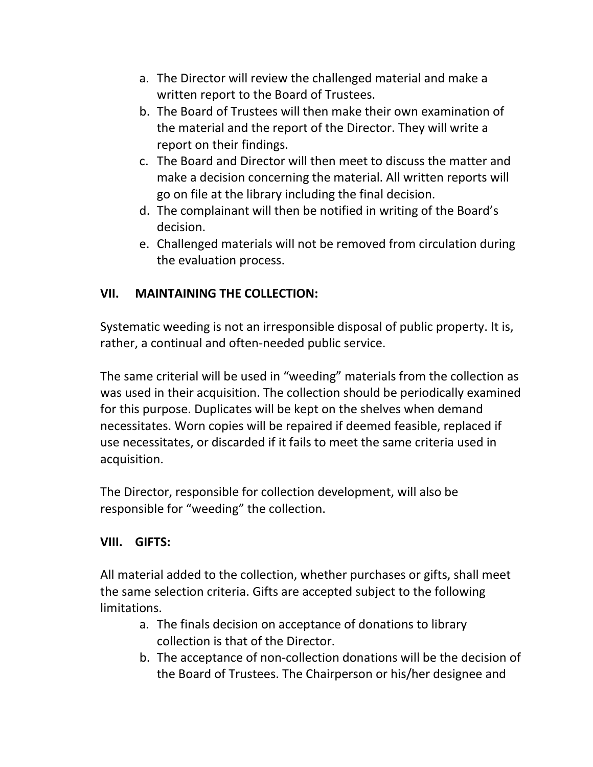a. The Director will review the challenged material and make a written report to the Board of Trustees.
b. The Board of Trustees will then make their own examination of the material and the report of the Director. They will write a report on their findings.
c. The Board and Director will then meet to discuss the matter and make a decision concerning the material. All written reports will go on file at the library including the final decision.
d. The complainant will then be notified in writing of the Board's decision.
e. Challenged materials will not be removed from circulation during the evaluation process.

## VII. MAINTAINING THE COLLECTION:

Systematic weeding is not an irresponsible disposal of public property. It is, rather, a continual and often-needed public service.

The same criterial will be used in "weeding" materials from the collection as was used in their acquisition. The collection should be periodically examined for this purpose. Duplicates will be kept on the shelves when demand necessitates. Worn copies will be repaired if deemed feasible, replaced if use necessitates, or discarded if it fails to meet the same criteria used in acquisition.

The Director, responsible for collection development, will also be responsible for "weeding" the collection.

## VIII. GIFTS:

All material added to the collection, whether purchases or gifts, shall meet the same selection criteria. Gifts are accepted subject to the following limitations.

a. The finals decision on acceptance of donations to library collection is that of the Director.
b. The acceptance of non-collection donations will be the decision of the Board of Trustees. The Chairperson or his/her designee and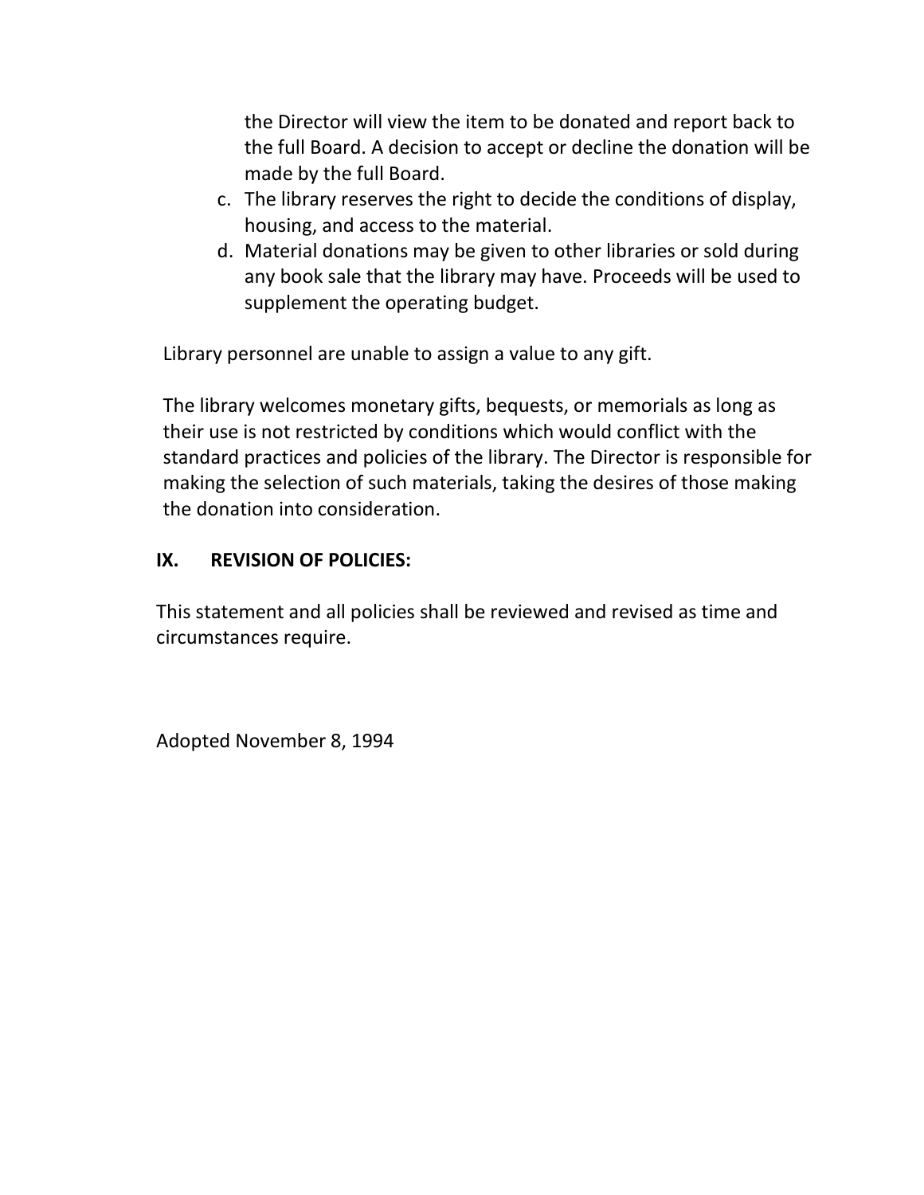the Director will view the item to be donated and report back to the full Board. A decision to accept or decline the donation will be made by the full Board.

c. The library reserves the right to decide the conditions of display, housing, and access to the material.
d. Material donations may be given to other libraries or sold during any book sale that the library may have. Proceeds will be used to supplement the operating budget.

Library personnel are unable to assign a value to any gift.

The library welcomes monetary gifts, bequests, or memorials as long as their use is not restricted by conditions which would conflict with the standard practices and policies of the library. The Director is responsible for making the selection of such materials, taking the desires of those making the donation into consideration.

## IX. REVISION OF POLICIES:

This statement and all policies shall be reviewed and revised as time and circumstances require.

Adopted November 8, 1994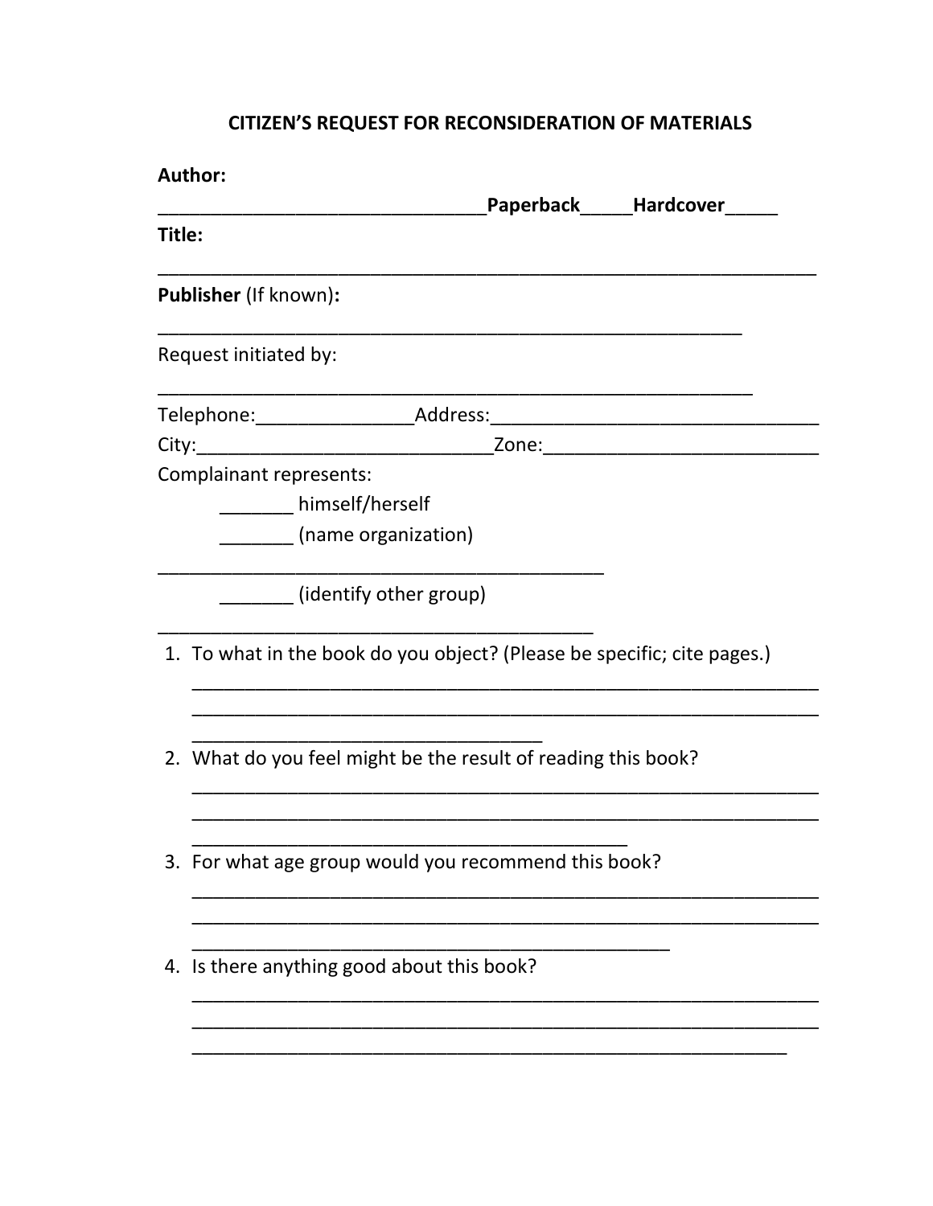# CITIZEN'S REQUEST FOR RECONSIDERATION OF MATERIALS

**Author:**

________________________________**Paperback**_____**Hardcover**_____

**Title:**

_______________________________________________________________

**Publisher** (If known)**:**

________________________________________________________

Request initiated by:

_________________________________________________________

Telephone:_______________Address:________________________________

City:____________________________Zone:___________________________

Complainant represents:

_______ himself/herself

_______ (name organization)

___________________________________________

_______ (identify other group)

__________________________________________

1. To what in the book do you object? (Please be specific; cite pages.)

   ___________________________________________________________
   ___________________________________________________________
   __________________________________

2. What do you feel might be the result of reading this book?

   ___________________________________________________________
   ___________________________________________________________
   __________________________________________

3. For what age group would you recommend this book?

   ___________________________________________________________
   ___________________________________________________________
   ______________________________________________

4. Is there anything good about this book?

   ___________________________________________________________
   ___________________________________________________________
   _________________________________________________________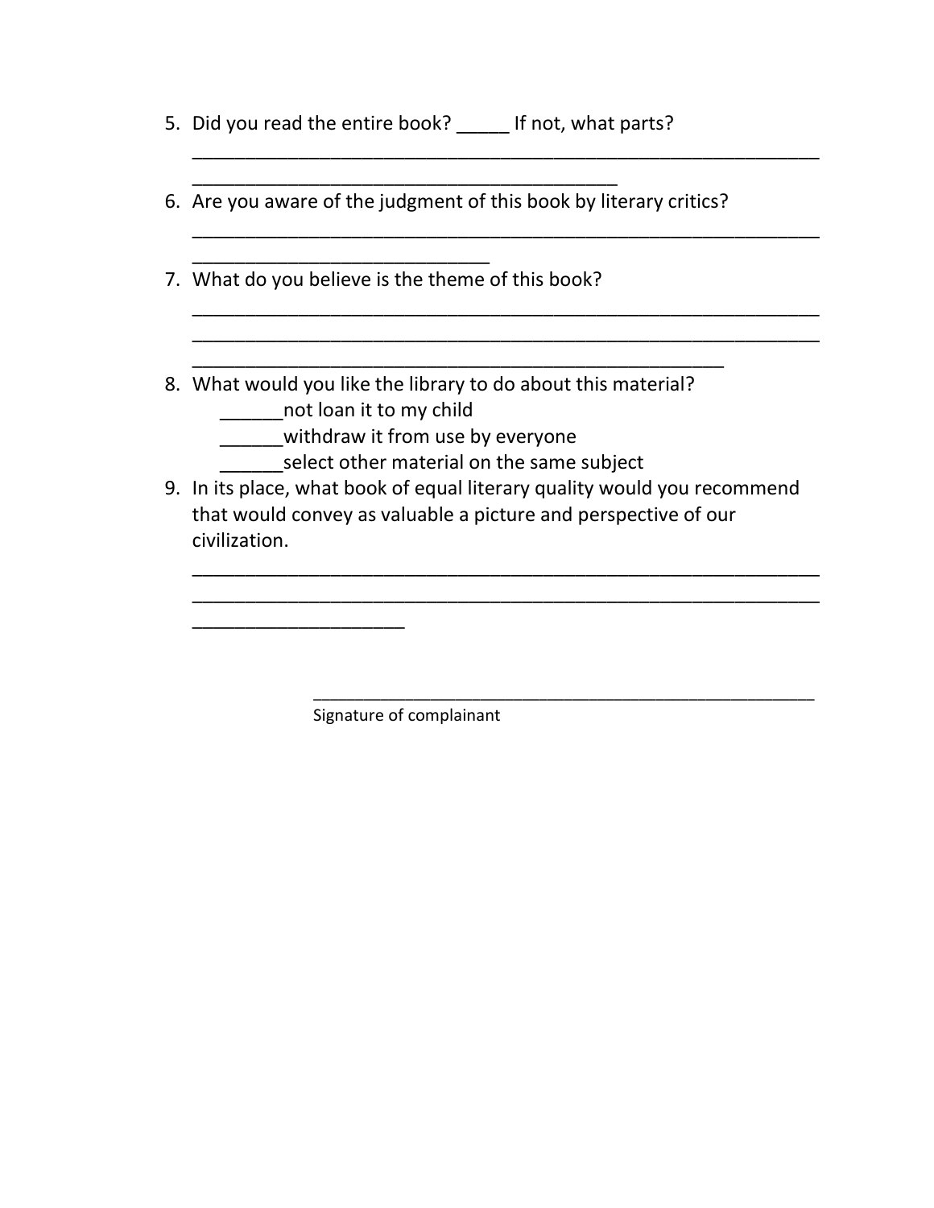5. Did you read the entire book? _____ If not, what parts?

   _______________________________________________________________
   __________________________________________

6. Are you aware of the judgment of this book by literary critics?

   _______________________________________________________________
   _____________________________

7. What do you believe is the theme of this book?

   _______________________________________________________________
   _______________________________________________________________
   _____________________________________________________

8. What would you like the library to do about this material?

   ______not loan it to my child

   ______withdraw it from use by everyone

   ______select other material on the same subject

9. In its place, what book of equal literary quality would you recommend that would convey as valuable a picture and perspective of our civilization.

   _______________________________________________________________
   _______________________________________________________________
   _____________________

_______________________________________________________

Signature of complainant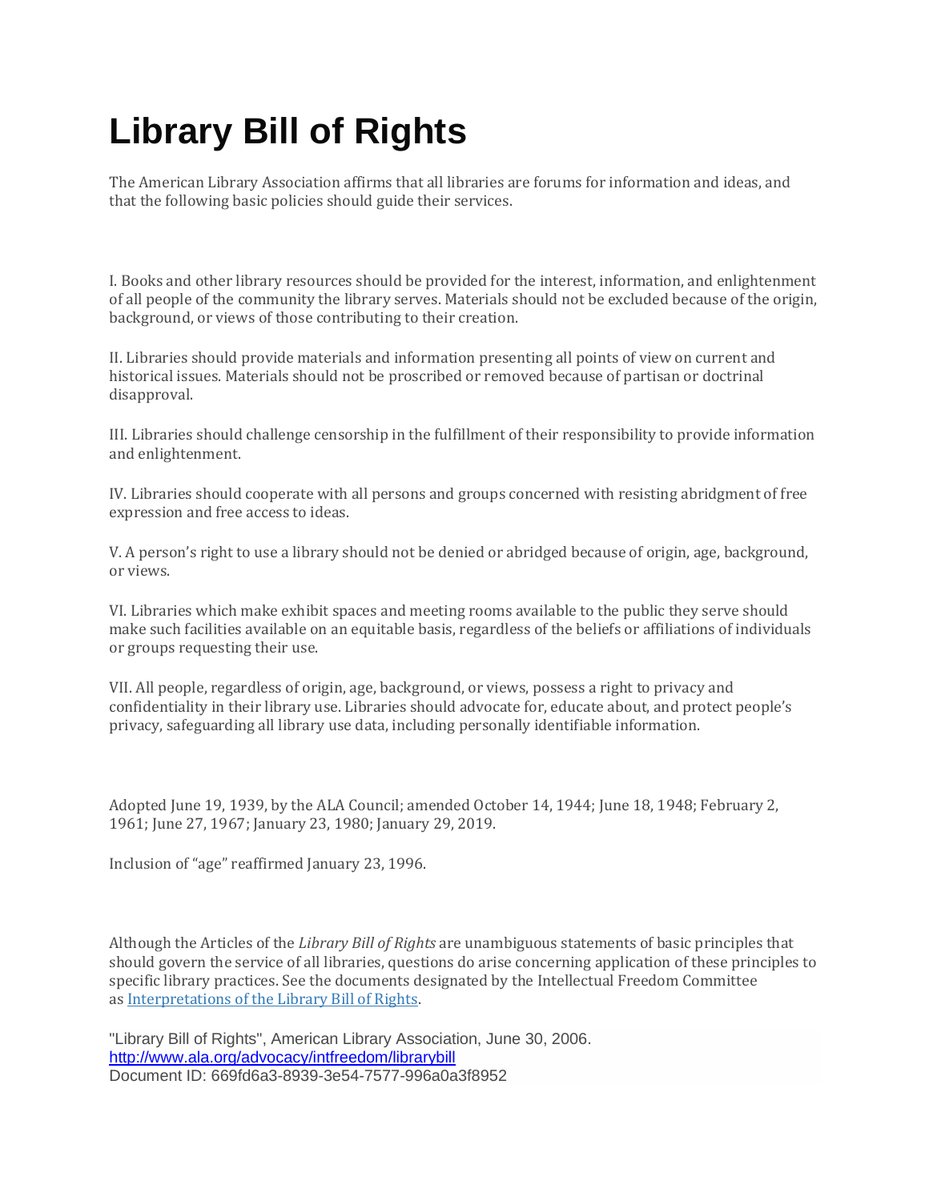# Library Bill of Rights

The American Library Association affirms that all libraries are forums for information and ideas, and that the following basic policies should guide their services.

I. Books and other library resources should be provided for the interest, information, and enlightenment of all people of the community the library serves. Materials should not be excluded because of the origin, background, or views of those contributing to their creation.

II. Libraries should provide materials and information presenting all points of view on current and historical issues. Materials should not be proscribed or removed because of partisan or doctrinal disapproval.

III. Libraries should challenge censorship in the fulfillment of their responsibility to provide information and enlightenment.

IV. Libraries should cooperate with all persons and groups concerned with resisting abridgment of free expression and free access to ideas.

V. A person's right to use a library should not be denied or abridged because of origin, age, background, or views.

VI. Libraries which make exhibit spaces and meeting rooms available to the public they serve should make such facilities available on an equitable basis, regardless of the beliefs or affiliations of individuals or groups requesting their use.

VII. All people, regardless of origin, age, background, or views, possess a right to privacy and confidentiality in their library use. Libraries should advocate for, educate about, and protect people's privacy, safeguarding all library use data, including personally identifiable information.

Adopted June 19, 1939, by the ALA Council; amended October 14, 1944; June 18, 1948; February 2, 1961; June 27, 1967; January 23, 1980; January 29, 2019.

Inclusion of "age" reaffirmed January 23, 1996.

Although the Articles of the *Library Bill of Rights* are unambiguous statements of basic principles that should govern the service of all libraries, questions do arise concerning application of these principles to specific library practices. See the documents designated by the Intellectual Freedom Committee as [Interpretations of the Library Bill of Rights](#).

"Library Bill of Rights", American Library Association, June 30, 2006.
http://www.ala.org/advocacy/intfreedom/librarybill
Document ID: 669fd6a3-8939-3e54-7577-996a0a3f8952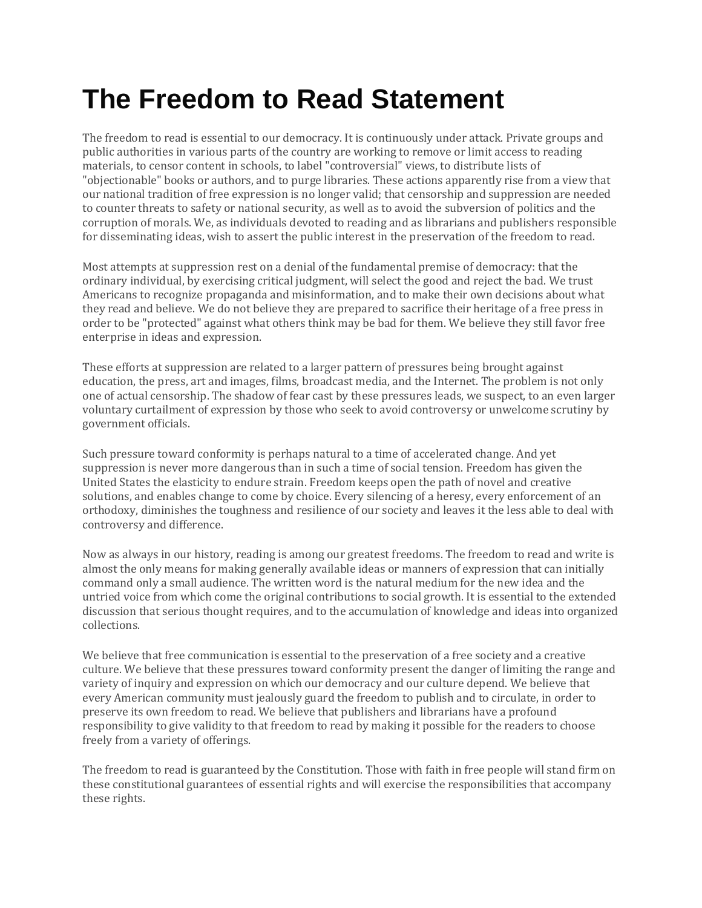# The Freedom to Read Statement

The freedom to read is essential to our democracy. It is continuously under attack. Private groups and public authorities in various parts of the country are working to remove or limit access to reading materials, to censor content in schools, to label "controversial" views, to distribute lists of "objectionable" books or authors, and to purge libraries. These actions apparently rise from a view that our national tradition of free expression is no longer valid; that censorship and suppression are needed to counter threats to safety or national security, as well as to avoid the subversion of politics and the corruption of morals. We, as individuals devoted to reading and as librarians and publishers responsible for disseminating ideas, wish to assert the public interest in the preservation of the freedom to read.

Most attempts at suppression rest on a denial of the fundamental premise of democracy: that the ordinary individual, by exercising critical judgment, will select the good and reject the bad. We trust Americans to recognize propaganda and misinformation, and to make their own decisions about what they read and believe. We do not believe they are prepared to sacrifice their heritage of a free press in order to be "protected" against what others think may be bad for them. We believe they still favor free enterprise in ideas and expression.

These efforts at suppression are related to a larger pattern of pressures being brought against education, the press, art and images, films, broadcast media, and the Internet. The problem is not only one of actual censorship. The shadow of fear cast by these pressures leads, we suspect, to an even larger voluntary curtailment of expression by those who seek to avoid controversy or unwelcome scrutiny by government officials.

Such pressure toward conformity is perhaps natural to a time of accelerated change. And yet suppression is never more dangerous than in such a time of social tension. Freedom has given the United States the elasticity to endure strain. Freedom keeps open the path of novel and creative solutions, and enables change to come by choice. Every silencing of a heresy, every enforcement of an orthodoxy, diminishes the toughness and resilience of our society and leaves it the less able to deal with controversy and difference.

Now as always in our history, reading is among our greatest freedoms. The freedom to read and write is almost the only means for making generally available ideas or manners of expression that can initially command only a small audience. The written word is the natural medium for the new idea and the untried voice from which come the original contributions to social growth. It is essential to the extended discussion that serious thought requires, and to the accumulation of knowledge and ideas into organized collections.

We believe that free communication is essential to the preservation of a free society and a creative culture. We believe that these pressures toward conformity present the danger of limiting the range and variety of inquiry and expression on which our democracy and our culture depend. We believe that every American community must jealously guard the freedom to publish and to circulate, in order to preserve its own freedom to read. We believe that publishers and librarians have a profound responsibility to give validity to that freedom to read by making it possible for the readers to choose freely from a variety of offerings.

The freedom to read is guaranteed by the Constitution. Those with faith in free people will stand firm on these constitutional guarantees of essential rights and will exercise the responsibilities that accompany these rights.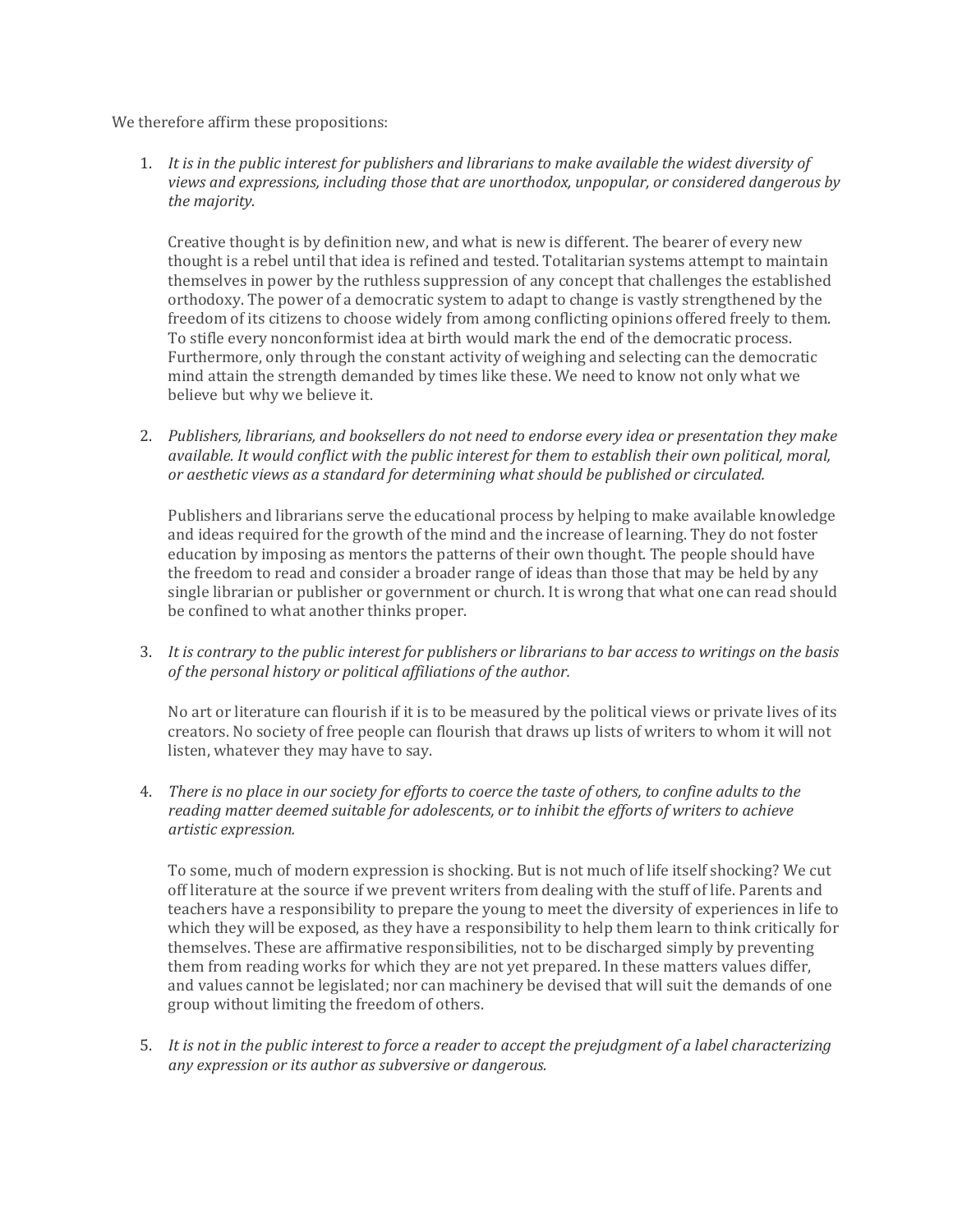We therefore affirm these propositions:

1. *It is in the public interest for publishers and librarians to make available the widest diversity of views and expressions, including those that are unorthodox, unpopular, or considered dangerous by the majority.*

   Creative thought is by definition new, and what is new is different. The bearer of every new thought is a rebel until that idea is refined and tested. Totalitarian systems attempt to maintain themselves in power by the ruthless suppression of any concept that challenges the established orthodoxy. The power of a democratic system to adapt to change is vastly strengthened by the freedom of its citizens to choose widely from among conflicting opinions offered freely to them. To stifle every nonconformist idea at birth would mark the end of the democratic process. Furthermore, only through the constant activity of weighing and selecting can the democratic mind attain the strength demanded by times like these. We need to know not only what we believe but why we believe it.

2. *Publishers, librarians, and booksellers do not need to endorse every idea or presentation they make available. It would conflict with the public interest for them to establish their own political, moral, or aesthetic views as a standard for determining what should be published or circulated.*

   Publishers and librarians serve the educational process by helping to make available knowledge and ideas required for the growth of the mind and the increase of learning. They do not foster education by imposing as mentors the patterns of their own thought. The people should have the freedom to read and consider a broader range of ideas than those that may be held by any single librarian or publisher or government or church. It is wrong that what one can read should be confined to what another thinks proper.

3. *It is contrary to the public interest for publishers or librarians to bar access to writings on the basis of the personal history or political affiliations of the author.*

   No art or literature can flourish if it is to be measured by the political views or private lives of its creators. No society of free people can flourish that draws up lists of writers to whom it will not listen, whatever they may have to say.

4. *There is no place in our society for efforts to coerce the taste of others, to confine adults to the reading matter deemed suitable for adolescents, or to inhibit the efforts of writers to achieve artistic expression.*

   To some, much of modern expression is shocking. But is not much of life itself shocking? We cut off literature at the source if we prevent writers from dealing with the stuff of life. Parents and teachers have a responsibility to prepare the young to meet the diversity of experiences in life to which they will be exposed, as they have a responsibility to help them learn to think critically for themselves. These are affirmative responsibilities, not to be discharged simply by preventing them from reading works for which they are not yet prepared. In these matters values differ, and values cannot be legislated; nor can machinery be devised that will suit the demands of one group without limiting the freedom of others.

5. *It is not in the public interest to force a reader to accept the prejudgment of a label characterizing any expression or its author as subversive or dangerous.*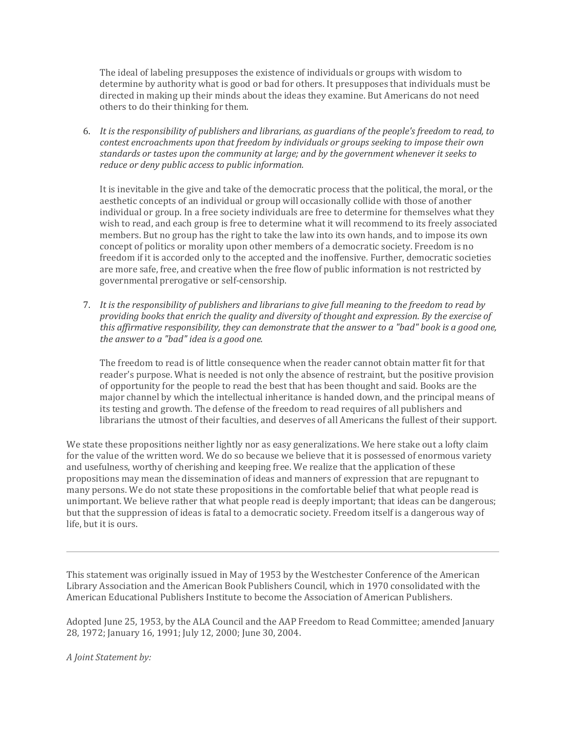The ideal of labeling presupposes the existence of individuals or groups with wisdom to determine by authority what is good or bad for others. It presupposes that individuals must be directed in making up their minds about the ideas they examine. But Americans do not need others to do their thinking for them.

6. *It is the responsibility of publishers and librarians, as guardians of the people's freedom to read, to contest encroachments upon that freedom by individuals or groups seeking to impose their own standards or tastes upon the community at large; and by the government whenever it seeks to reduce or deny public access to public information.*

   It is inevitable in the give and take of the democratic process that the political, the moral, or the aesthetic concepts of an individual or group will occasionally collide with those of another individual or group. In a free society individuals are free to determine for themselves what they wish to read, and each group is free to determine what it will recommend to its freely associated members. But no group has the right to take the law into its own hands, and to impose its own concept of politics or morality upon other members of a democratic society. Freedom is no freedom if it is accorded only to the accepted and the inoffensive. Further, democratic societies are more safe, free, and creative when the free flow of public information is not restricted by governmental prerogative or self-censorship.

7. *It is the responsibility of publishers and librarians to give full meaning to the freedom to read by providing books that enrich the quality and diversity of thought and expression. By the exercise of this affirmative responsibility, they can demonstrate that the answer to a "bad" book is a good one, the answer to a "bad" idea is a good one.*

   The freedom to read is of little consequence when the reader cannot obtain matter fit for that reader's purpose. What is needed is not only the absence of restraint, but the positive provision of opportunity for the people to read the best that has been thought and said. Books are the major channel by which the intellectual inheritance is handed down, and the principal means of its testing and growth. The defense of the freedom to read requires of all publishers and librarians the utmost of their faculties, and deserves of all Americans the fullest of their support.

We state these propositions neither lightly nor as easy generalizations. We here stake out a lofty claim for the value of the written word. We do so because we believe that it is possessed of enormous variety and usefulness, worthy of cherishing and keeping free. We realize that the application of these propositions may mean the dissemination of ideas and manners of expression that are repugnant to many persons. We do not state these propositions in the comfortable belief that what people read is unimportant. We believe rather that what people read is deeply important; that ideas can be dangerous; but that the suppression of ideas is fatal to a democratic society. Freedom itself is a dangerous way of life, but it is ours.

---

This statement was originally issued in May of 1953 by the Westchester Conference of the American Library Association and the American Book Publishers Council, which in 1970 consolidated with the American Educational Publishers Institute to become the Association of American Publishers.

Adopted June 25, 1953, by the ALA Council and the AAP Freedom to Read Committee; amended January 28, 1972; January 16, 1991; July 12, 2000; June 30, 2004.

*A Joint Statement by:*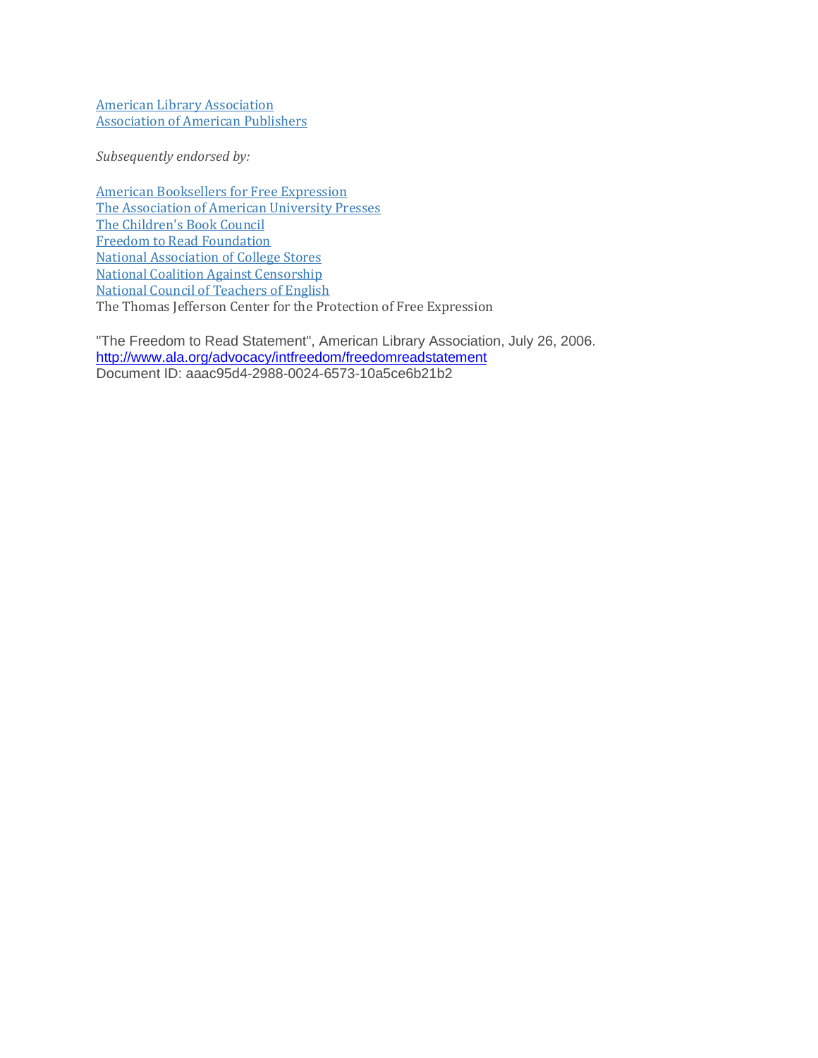[American Library Association]
[Association of American Publishers]

*Subsequently endorsed by:*

[American Booksellers for Free Expression]
[The Association of American University Presses]
[The Children's Book Council]
[Freedom to Read Foundation]
[National Association of College Stores]
[National Coalition Against Censorship]
[National Council of Teachers of English]
The Thomas Jefferson Center for the Protection of Free Expression

"The Freedom to Read Statement", American Library Association, July 26, 2006.
http://www.ala.org/advocacy/intfreedom/freedomreadstatement
Document ID: aaac95d4-2988-0024-6573-10a5ce6b21b2